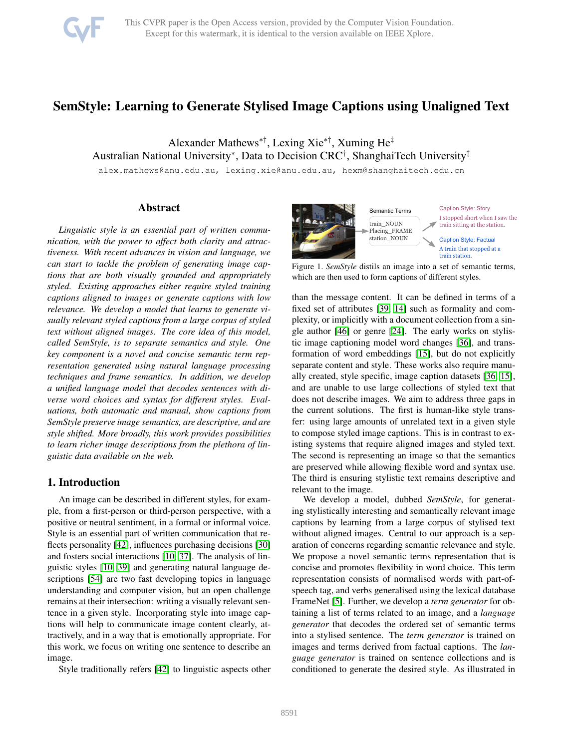# SemStyle: Learning to Generate Stylised Image Captions using Unaligned Text

Alexander Mathews*†, Lexing Xie*†, Xuming He‡
Australian National University*, Data to Decision CRC†, ShanghaiTech University‡

alex.mathews@anu.edu.au, lexing.xie@anu.edu.au, hexm@shanghaitech.edu.cn

## Abstract

*Linguistic style is an essential part of written communication, with the power to affect both clarity and attractiveness. With recent advances in vision and language, we can start to tackle the problem of generating image captions that are both visually grounded and appropriately styled. Existing approaches either require styled training captions aligned to images or generate captions with low relevance. We develop a model that learns to generate visually relevant styled captions from a large corpus of styled text without aligned images. The core idea of this model, called SemStyle, is to separate semantics and style. One key component is a novel and concise semantic term representation generated using natural language processing techniques and frame semantics. In addition, we develop a unified language model that decodes sentences with diverse word choices and syntax for different styles. Evaluations, both automatic and manual, show captions from SemStyle preserve image semantics, are descriptive, and are style shifted. More broadly, this work provides possibilities to learn richer image descriptions from the plethora of linguistic data available on the web.*

## 1. Introduction

An image can be described in different styles, for example, from a first-person or third-person perspective, with a positive or neutral sentiment, in a formal or informal voice. Style is an essential part of written communication that reflects personality [42], influences purchasing decisions [30] and fosters social interactions [10, 37]. The analysis of linguistic styles [10, 39] and generating natural language descriptions [54] are two fast developing topics in language understanding and computer vision, but an open challenge remains at their intersection: writing a visually relevant sentence in a given style. Incorporating style into image captions will help to communicate image content clearly, attractively, and in a way that is emotionally appropriate. For this work, we focus on writing one sentence to describe an image.

Style traditionally refers [42] to linguistic aspects other than the message content. It can be defined in terms of a fixed set of attributes [39, 14] such as formality and complexity, or implicitly with a document collection from a single author [46] or genre [24]. The early works on stylistic image captioning model word changes [36], and transformation of word embeddings [15], but do not explicitly separate content and style. These works also require manually created, style specific, image caption datasets [36, 15], and are unable to use large collections of styled text that does not describe images. We aim to address three gaps in the current solutions. The first is human-like style transfer: using large amounts of unrelated text in a given style to compose styled image captions. This is in contrast to existing systems that require aligned images and styled text. The second is representing an image so that the semantics are preserved while allowing flexible word and syntax use. The third is ensuring stylistic text remains descriptive and relevant to the image.

Semantic Terms: train_NOUN, Placing_FRAME, station_NOUN

Caption Style: Story — I stopped short when I saw the train sitting at the station.

Caption Style: Factual — A train that stopped at a train station.

Figure 1. *SemStyle* distils an image into a set of semantic terms, which are then used to form captions of different styles.

We develop a model, dubbed *SemStyle*, for generating stylistically interesting and semantically relevant image captions by learning from a large corpus of stylised text without aligned images. Central to our approach is a separation of concerns regarding semantic relevance and style. We propose a novel semantic terms representation that is concise and promotes flexibility in word choice. This term representation consists of normalised words with part-of-speech tag, and verbs generalised using the lexical database FrameNet [5]. Further, we develop a *term generator* for obtaining a list of terms related to an image, and a *language generator* that decodes the ordered set of semantic terms into a stylised sentence. The *term generator* is trained on images and terms derived from factual captions. The *language generator* is trained on sentence collections and is conditioned to generate the desired style. As illustrated in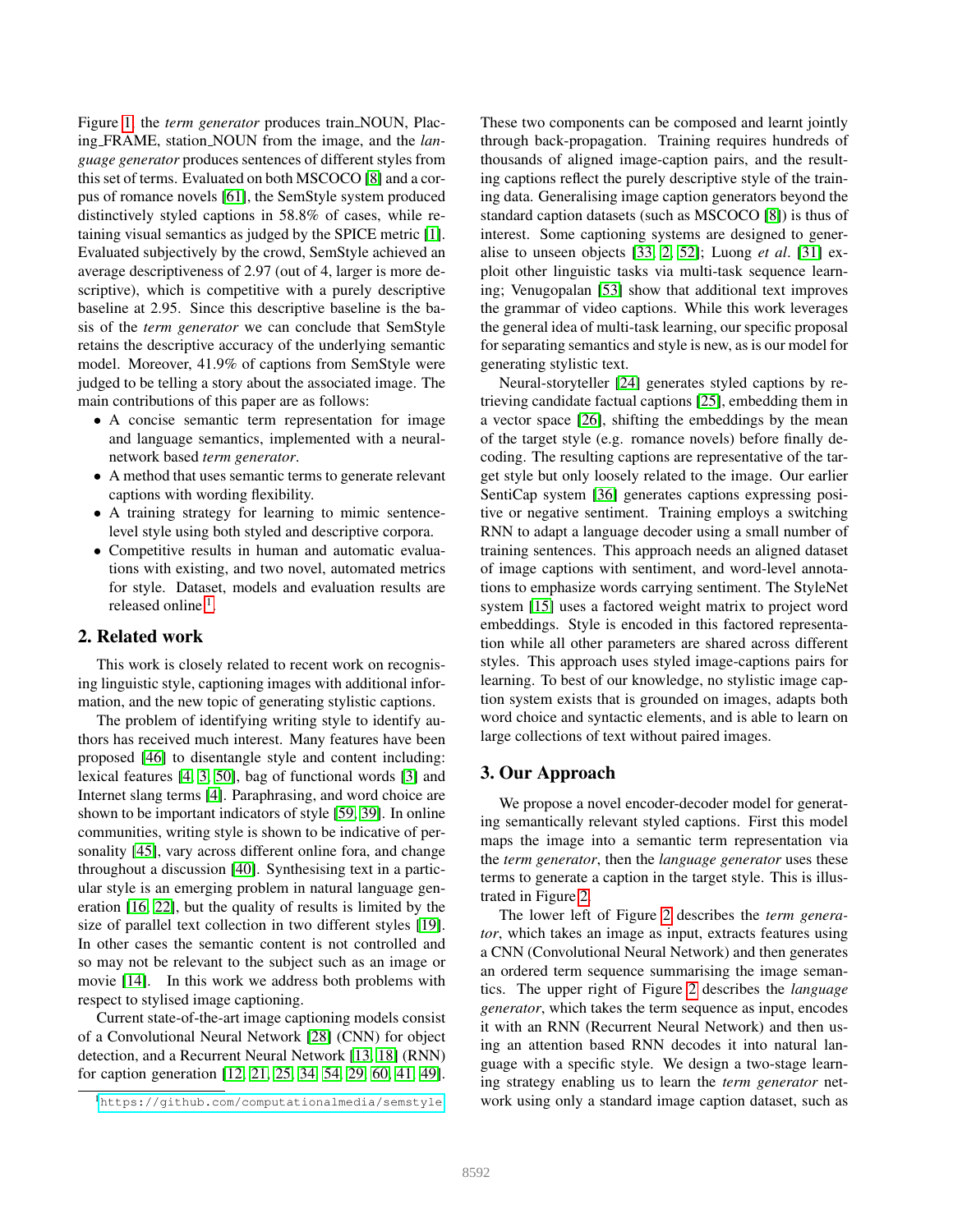Figure [1], the *term generator* produces train_NOUN, Placing_FRAME, station_NOUN from the image, and the *language generator* produces sentences of different styles from this set of terms. Evaluated on both MSCOCO [8] and a corpus of romance novels [61], the SemStyle system produced distinctively styled captions in 58.8% of cases, while retaining visual semantics as judged by the SPICE metric [1]. Evaluated subjectively by the crowd, SemStyle achieved an average descriptiveness of 2.97 (out of 4, larger is more descriptive), which is competitive with a purely descriptive baseline at 2.95. Since this descriptive baseline is the basis of the *term generator* we can conclude that SemStyle retains the descriptive accuracy of the underlying semantic model. Moreover, 41.9% of captions from SemStyle were judged to be telling a story about the associated image. The main contributions of this paper are as follows:

- A concise semantic term representation for image and language semantics, implemented with a neural-network based *term generator*.
- A method that uses semantic terms to generate relevant captions with wording flexibility.
- A training strategy for learning to mimic sentence-level style using both styled and descriptive corpora.
- Competitive results in human and automatic evaluations with existing, and two novel, automated metrics for style. Dataset, models and evaluation results are released online [1].

## 2. Related work

This work is closely related to recent work on recognising linguistic style, captioning images with additional information, and the new topic of generating stylistic captions.

The problem of identifying writing style to identify authors has received much interest. Many features have been proposed [46] to disentangle style and content including: lexical features [4, 3, 50], bag of functional words [3] and Internet slang terms [4]. Paraphrasing, and word choice are shown to be important indicators of style [59, 39]. In online communities, writing style is shown to be indicative of personality [45], vary across different online fora, and change throughout a discussion [40]. Synthesising text in a particular style is an emerging problem in natural language generation [16, 22], but the quality of results is limited by the size of parallel text collection in two different styles [19]. In other cases the semantic content is not controlled and so may not be relevant to the subject such as an image or movie [14]. In this work we address both problems with respect to stylised image captioning.

Current state-of-the-art image captioning models consist of a Convolutional Neural Network [28] (CNN) for object detection, and a Recurrent Neural Network [13, 18] (RNN) for caption generation [12, 21, 25, 34, 54, 29, 60, 41, 49]. These two components can be composed and learnt jointly through back-propagation. Training requires hundreds of thousands of aligned image-caption pairs, and the resulting captions reflect the purely descriptive style of the training data. Generalising image caption generators beyond the standard caption datasets (such as MSCOCO [8]) is thus of interest. Some captioning systems are designed to generalise to unseen objects [33, 2, 52]; Luong *et al*. [31] exploit other linguistic tasks via multi-task sequence learning; Venugopalan [53] show that additional text improves the grammar of video captions. While this work leverages the general idea of multi-task learning, our specific proposal for separating semantics and style is new, as is our model for generating stylistic text.

Neural-storyteller [24] generates styled captions by retrieving candidate factual captions [25], embedding them in a vector space [26], shifting the embeddings by the mean of the target style (e.g. romance novels) before finally decoding. The resulting captions are representative of the target style but only loosely related to the image. Our earlier SentiCap system [36] generates captions expressing positive or negative sentiment. Training employs a switching RNN to adapt a language decoder using a small number of training sentences. This approach needs an aligned dataset of image captions with sentiment, and word-level annotations to emphasize words carrying sentiment. The StyleNet system [15] uses a factored weight matrix to project word embeddings. Style is encoded in this factored representation while all other parameters are shared across different styles. This approach uses styled image-captions pairs for learning. To best of our knowledge, no stylistic image caption system exists that is grounded on images, adapts both word choice and syntactic elements, and is able to learn on large collections of text without paired images.

## 3. Our Approach

We propose a novel encoder-decoder model for generating semantically relevant styled captions. First this model maps the image into a semantic term representation via the *term generator*, then the *language generator* uses these terms to generate a caption in the target style. This is illustrated in Figure [2].

The lower left of Figure [2] describes the *term generator*, which takes an image as input, extracts features using a CNN (Convolutional Neural Network) and then generates an ordered term sequence summarising the image semantics. The upper right of Figure [2] describes the *language generator*, which takes the term sequence as input, encodes it with an RNN (Recurrent Neural Network) and then using an attention based RNN decodes it into natural language with a specific style. We design a two-stage learning strategy enabling us to learn the *term generator* network using only a standard image caption dataset, such as

[1] https://github.com/computationalmedia/semstyle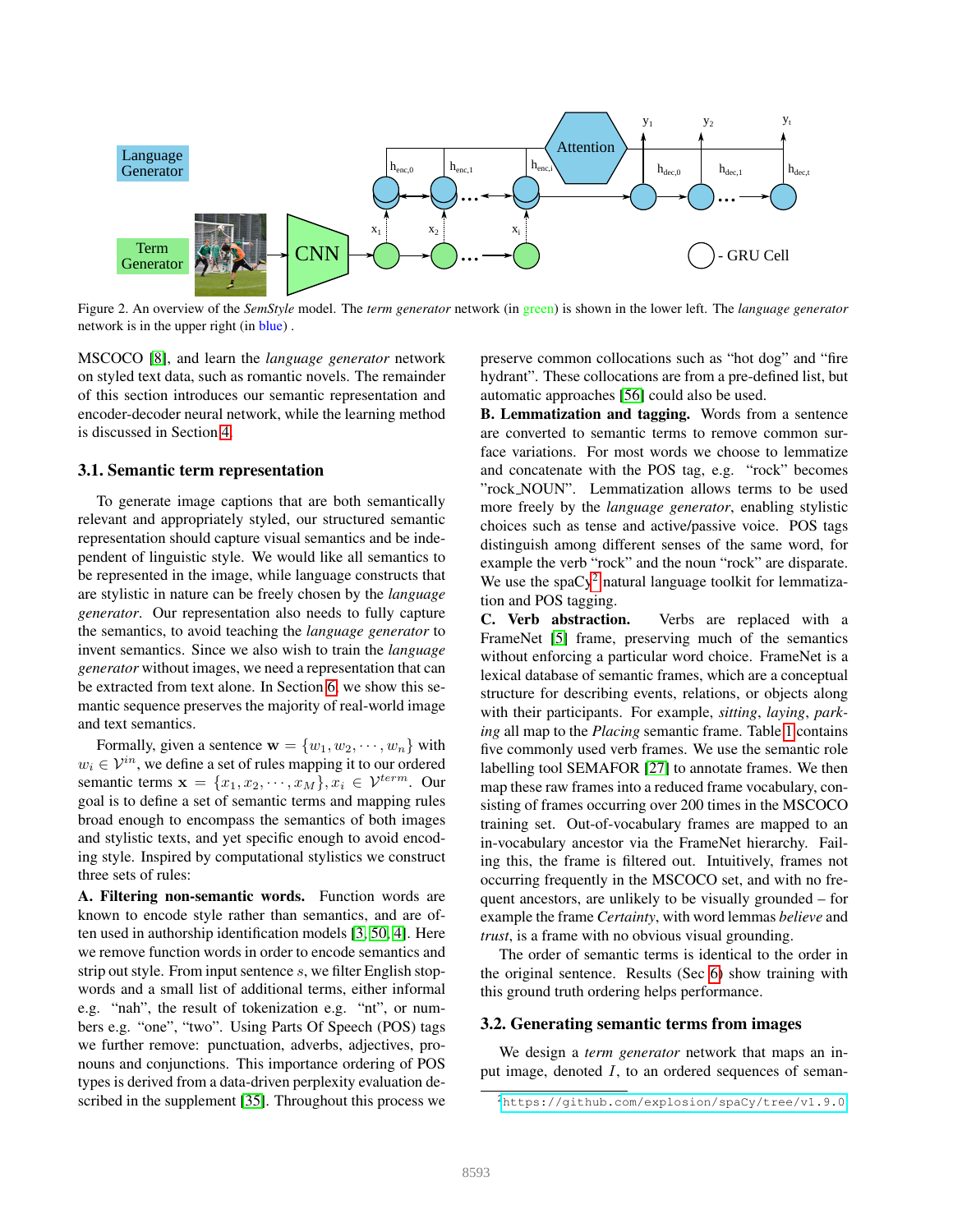Figure 2. An overview of the *SemStyle* model. The *term generator* network (in green) is shown in the lower left. The *language generator* network is in the upper right (in blue) .

MSCOCO [8], and learn the *language generator* network on styled text data, such as romantic novels. The remainder of this section introduces our semantic representation and encoder-decoder neural network, while the learning method is discussed in Section 4.

### 3.1. Semantic term representation

To generate image captions that are both semantically relevant and appropriately styled, our structured semantic representation should capture visual semantics and be independent of linguistic style. We would like all semantics to be represented in the image, while language constructs that are stylistic in nature can be freely chosen by the *language generator*. Our representation also needs to fully capture the semantics, to avoid teaching the *language generator* to invent semantics. Since we also wish to train the *language generator* without images, we need a representation that can be extracted from text alone. In Section 6, we show this semantic sequence preserves the majority of real-world image and text semantics.

Formally, given a sentence $\mathbf{w} = \{w_1, w_2, \cdots, w_n\}$ with $w_i \in \mathcal{V}^{in}$, we define a set of rules mapping it to our ordered semantic terms $\mathbf{x} = \{x_1, x_2, \cdots, x_M\}, x_i \in \mathcal{V}^{term}$. Our goal is to define a set of semantic terms and mapping rules broad enough to encompass the semantics of both images and stylistic texts, and yet specific enough to avoid encoding style. Inspired by computational stylistics we construct three sets of rules:

**A. Filtering non-semantic words.** Function words are known to encode style rather than semantics, and are often used in authorship identification models [3, 50, 4]. Here we remove function words in order to encode semantics and strip out style. From input sentence $s$, we filter English stopwords and a small list of additional terms, either informal e.g. "nah", the result of tokenization e.g. "nt", or numbers e.g. "one", "two". Using Parts Of Speech (POS) tags we further remove: punctuation, adverbs, adjectives, pronouns and conjunctions. This importance ordering of POS types is derived from a data-driven perplexity evaluation described in the supplement [35]. Throughout this process we preserve common collocations such as "hot dog" and "fire hydrant". These collocations are from a pre-defined list, but automatic approaches [56] could also be used.

**B. Lemmatization and tagging.** Words from a sentence are converted to semantic terms to remove common surface variations. For most words we choose to lemmatize and concatenate with the POS tag, e.g. "rock" becomes "rock_NOUN". Lemmatization allows terms to be used more freely by the *language generator*, enabling stylistic choices such as tense and active/passive voice. POS tags distinguish among different senses of the same word, for example the verb "rock" and the noun "rock" are disparate. We use the spaCy[2] natural language toolkit for lemmatization and POS tagging.

**C. Verb abstraction.** Verbs are replaced with a FrameNet [5] frame, preserving much of the semantics without enforcing a particular word choice. FrameNet is a lexical database of semantic frames, which are a conceptual structure for describing events, relations, or objects along with their participants. For example, *sitting*, *laying*, *parking* all map to the *Placing* semantic frame. Table 1 contains five commonly used verb frames. We use the semantic role labelling tool SEMAFOR [27] to annotate frames. We then map these raw frames into a reduced frame vocabulary, consisting of frames occurring over 200 times in the MSCOCO training set. Out-of-vocabulary frames are mapped to an in-vocabulary ancestor via the FrameNet hierarchy. Failing this, the frame is filtered out. Intuitively, frames not occurring frequently in the MSCOCO set, and with no frequent ancestors, are unlikely to be visually grounded – for example the frame *Certainty*, with word lemmas *believe* and *trust*, is a frame with no obvious visual grounding.

The order of semantic terms is identical to the order in the original sentence. Results (Sec 6) show training with this ground truth ordering helps performance.

### 3.2. Generating semantic terms from images

We design a *term generator* network that maps an input image, denoted $I$, to an ordered sequences of seman-

[2] https://github.com/explosion/spaCy/tree/v1.9.0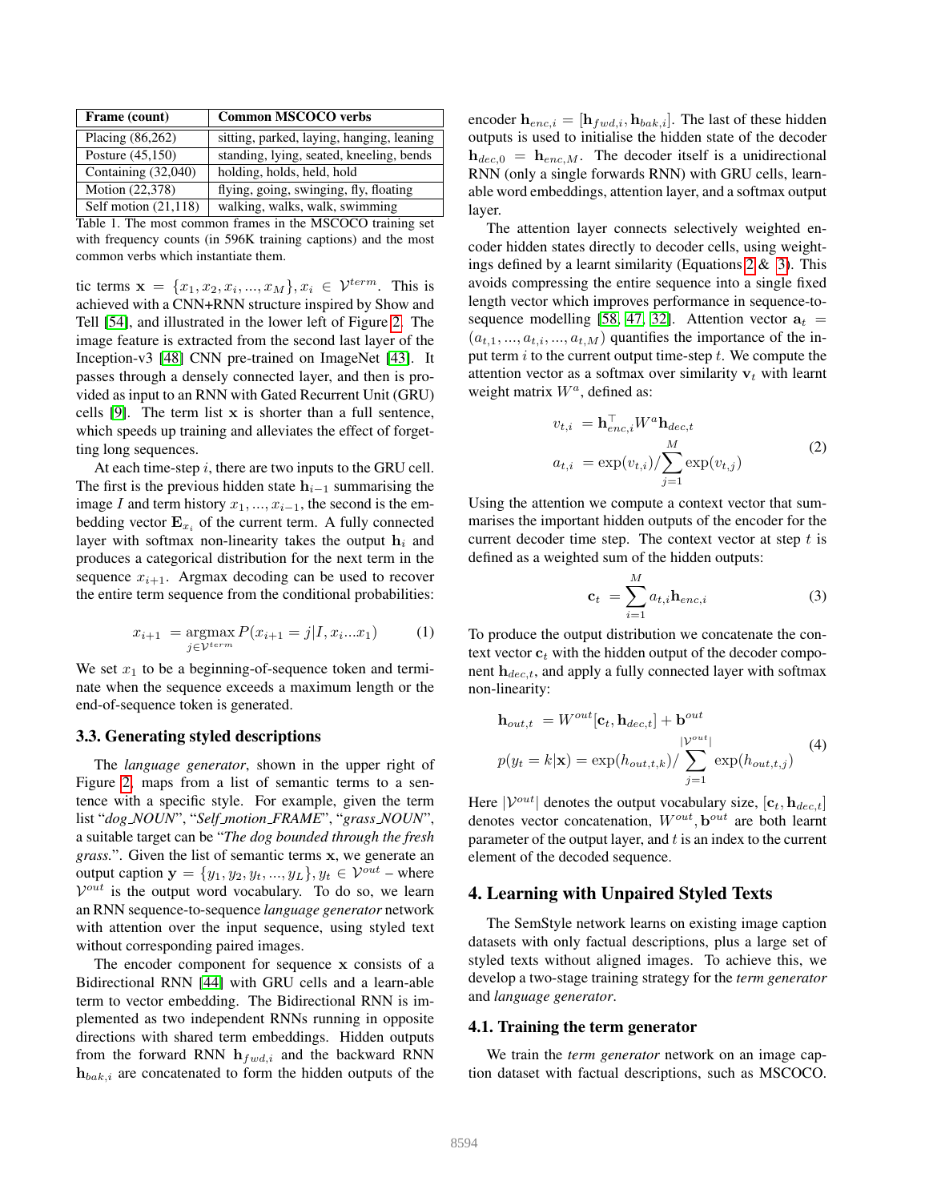| Frame (count) | Common MSCOCO verbs |
|---|---|
| Placing (86,262) | sitting, parked, laying, hanging, leaning |
| Posture (45,150) | standing, lying, seated, kneeling, bends |
| Containing (32,040) | holding, holds, held, hold |
| Motion (22,378) | flying, going, swinging, fly, floating |
| Self motion (21,118) | walking, walks, walk, swimming |

Table 1. The most common frames in the MSCOCO training set with frequency counts (in 596K training captions) and the most common verbs which instantiate them.

tic terms $\mathbf{x} = \{x_1, x_2, x_i, ..., x_M\}, x_i \in \mathcal{V}^{term}$. This is achieved with a CNN+RNN structure inspired by Show and Tell [54], and illustrated in the lower left of Figure 2. The image feature is extracted from the second last layer of the Inception-v3 [48] CNN pre-trained on ImageNet [43]. It passes through a densely connected layer, and then is provided as input to an RNN with Gated Recurrent Unit (GRU) cells [9]. The term list $\mathbf{x}$ is shorter than a full sentence, which speeds up training and alleviates the effect of forgetting long sequences.

At each time-step $i$, there are two inputs to the GRU cell. The first is the previous hidden state $\mathbf{h}_{i-1}$ summarising the image $I$ and term history $x_1, ..., x_{i-1}$, the second is the embedding vector $\mathbf{E}_{x_i}$ of the current term. A fully connected layer with softmax non-linearity takes the output $\mathbf{h}_i$ and produces a categorical distribution for the next term in the sequence $x_{i+1}$. Argmax decoding can be used to recover the entire term sequence from the conditional probabilities:

$$x_{i+1} = \operatorname*{argmax}_{j \in \mathcal{V}^{term}} P(x_{i+1} = j | I, x_i ... x_1) \tag{1}$$

We set $x_1$ to be a beginning-of-sequence token and terminate when the sequence exceeds a maximum length or the end-of-sequence token is generated.

### 3.3. Generating styled descriptions

The *language generator*, shown in the upper right of Figure 2, maps from a list of semantic terms to a sentence with a specific style. For example, given the term list "*dog_NOUN*", "*Self_motion_FRAME*", "*grass_NOUN*", a suitable target can be "*The dog bounded through the fresh grass.*". Given the list of semantic terms $\mathbf{x}$, we generate an output caption $\mathbf{y} = \{y_1, y_2, y_t, ..., y_L\}, y_t \in \mathcal{V}^{out}$ – where $\mathcal{V}^{out}$ is the output word vocabulary. To do so, we learn an RNN sequence-to-sequence *language generator* network with attention over the input sequence, using styled text without corresponding paired images.

The encoder component for sequence $\mathbf{x}$ consists of a Bidirectional RNN [44] with GRU cells and a learn-able term to vector embedding. The Bidirectional RNN is implemented as two independent RNNs running in opposite directions with shared term embeddings. Hidden outputs from the forward RNN $\mathbf{h}_{fwd,i}$ and the backward RNN $\mathbf{h}_{bak,i}$ are concatenated to form the hidden outputs of the encoder $\mathbf{h}_{enc,i} = [\mathbf{h}_{fwd,i}, \mathbf{h}_{bak,i}]$. The last of these hidden outputs is used to initialise the hidden state of the decoder $\mathbf{h}_{dec,0} = \mathbf{h}_{enc,M}$. The decoder itself is a unidirectional RNN (only a single forwards RNN) with GRU cells, learnable word embeddings, attention layer, and a softmax output layer.

The attention layer connects selectively weighted encoder hidden states directly to decoder cells, using weightings defined by a learnt similarity (Equations 2 & 3). This avoids compressing the entire sequence into a single fixed length vector which improves performance in sequence-to-sequence modelling [58, 47, 32]. Attention vector $\mathbf{a}_t = (a_{t,1}, ..., a_{t,i}, ..., a_{t,M})$ quantifies the importance of the input term $i$ to the current output time-step $t$. We compute the attention vector as a softmax over similarity $\mathbf{v}_t$ with learnt weight matrix $W^a$, defined as:

$$\begin{aligned} v_{t,i} &= \mathbf{h}_{enc,i}^\top W^a \mathbf{h}_{dec,t} \\ a_{t,i} &= \exp(v_{t,i}) / \sum_{j=1}^{M} \exp(v_{t,j}) \end{aligned} \tag{2}$$

Using the attention we compute a context vector that summarises the important hidden outputs of the encoder for the current decoder time step. The context vector at step $t$ is defined as a weighted sum of the hidden outputs:

$$\mathbf{c}_t = \sum_{i=1}^{M} a_{t,i} \mathbf{h}_{enc,i} \tag{3}$$

To produce the output distribution we concatenate the context vector $\mathbf{c}_t$ with the hidden output of the decoder component $\mathbf{h}_{dec,t}$, and apply a fully connected layer with softmax non-linearity:

$$\begin{aligned} \mathbf{h}_{out,t} &= W^{out}[\mathbf{c}_t, \mathbf{h}_{dec,t}] + \mathbf{b}^{out} \\ p(y_t = k | \mathbf{x}) &= \exp(h_{out,t,k}) / \sum_{j=1}^{|\mathcal{V}^{out}|} \exp(h_{out,t,j}) \end{aligned} \tag{4}$$

Here $|\mathcal{V}^{out}|$ denotes the output vocabulary size, $[\mathbf{c}_t, \mathbf{h}_{dec,t}]$ denotes vector concatenation, $W^{out}, \mathbf{b}^{out}$ are both learnt parameter of the output layer, and $t$ is an index to the current element of the decoded sequence.

## 4. Learning with Unpaired Styled Texts

The SemStyle network learns on existing image caption datasets with only factual descriptions, plus a large set of styled texts without aligned images. To achieve this, we develop a two-stage training strategy for the *term generator* and *language generator*.

### 4.1. Training the term generator

We train the *term generator* network on an image caption dataset with factual descriptions, such as MSCOCO.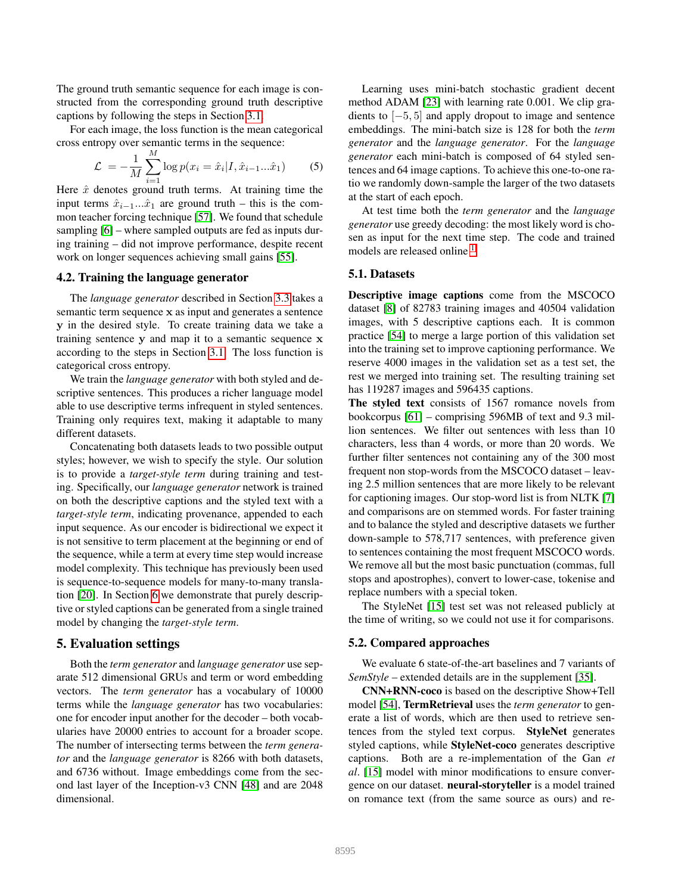The ground truth semantic sequence for each image is constructed from the corresponding ground truth descriptive captions by following the steps in Section 3.1.

For each image, the loss function is the mean categorical cross entropy over semantic terms in the sequence:

$$\mathcal{L} = -\frac{1}{M}\sum_{i=1}^{M} \log p(x_i = \hat{x}_i | I, \hat{x}_{i-1}...\hat{x}_1) \tag{5}$$

Here $\hat{x}$ denotes ground truth terms. At training time the input terms $\hat{x}_{i-1}...\hat{x}_1$ are ground truth – this is the common teacher forcing technique [57]. We found that schedule sampling [6] – where sampled outputs are fed as inputs during training – did not improve performance, despite recent work on longer sequences achieving small gains [55].

### 4.2. Training the language generator

The *language generator* described in Section 3.3 takes a semantic term sequence $\mathbf{x}$ as input and generates a sentence $\mathbf{y}$ in the desired style. To create training data we take a training sentence $\mathbf{y}$ and map it to a semantic sequence $\mathbf{x}$ according to the steps in Section 3.1. The loss function is categorical cross entropy.

We train the *language generator* with both styled and descriptive sentences. This produces a richer language model able to use descriptive terms infrequent in styled sentences. Training only requires text, making it adaptable to many different datasets.

Concatenating both datasets leads to two possible output styles; however, we wish to specify the style. Our solution is to provide a *target-style term* during training and testing. Specifically, our *language generator* network is trained on both the descriptive captions and the styled text with a *target-style term*, indicating provenance, appended to each input sequence. As our encoder is bidirectional we expect it is not sensitive to term placement at the beginning or end of the sequence, while a term at every time step would increase model complexity. This technique has previously been used is sequence-to-sequence models for many-to-many translation [20]. In Section 6 we demonstrate that purely descriptive or styled captions can be generated from a single trained model by changing the *target-style term*.

## 5. Evaluation settings

Both the *term generator* and *language generator* use separate 512 dimensional GRUs and term or word embedding vectors. The *term generator* has a vocabulary of 10000 terms while the *language generator* has two vocabularies: one for encoder input another for the decoder – both vocabularies have 20000 entries to account for a broader scope. The number of intersecting terms between the *term generator* and the *language generator* is 8266 with both datasets, and 6736 without. Image embeddings come from the second last layer of the Inception-v3 CNN [48] and are 2048 dimensional.

Learning uses mini-batch stochastic gradient decent method ADAM [23] with learning rate 0.001. We clip gradients to $[-5, 5]$ and apply dropout to image and sentence embeddings. The mini-batch size is 128 for both the *term generator* and the *language generator*. For the *language generator* each mini-batch is composed of 64 styled sentences and 64 image captions. To achieve this one-to-one ratio we randomly down-sample the larger of the two datasets at the start of each epoch.

At test time both the *term generator* and the *language generator* use greedy decoding: the most likely word is chosen as input for the next time step. The code and trained models are released online [1].

### 5.1. Datasets

**Descriptive image captions** come from the MSCOCO dataset [8] of 82783 training images and 40504 validation images, with 5 descriptive captions each. It is common practice [54] to merge a large portion of this validation set into the training set to improve captioning performance. We reserve 4000 images in the validation set as a test set, the rest we merged into training set. The resulting training set has 119287 images and 596435 captions.

**The styled text** consists of 1567 romance novels from bookcorpus [61] – comprising 596MB of text and 9.3 million sentences. We filter out sentences with less than 10 characters, less than 4 words, or more than 20 words. We further filter sentences not containing any of the 300 most frequent non stop-words from the MSCOCO dataset – leaving 2.5 million sentences that are more likely to be relevant for captioning images. Our stop-word list is from NLTK [7] and comparisons are on stemmed words. For faster training and to balance the styled and descriptive datasets we further down-sample to 578,717 sentences, with preference given to sentences containing the most frequent MSCOCO words. We remove all but the most basic punctuation (commas, full stops and apostrophes), convert to lower-case, tokenise and replace numbers with a special token.

The StyleNet [15] test set was not released publicly at the time of writing, so we could not use it for comparisons.

### 5.2. Compared approaches

We evaluate 6 state-of-the-art baselines and 7 variants of *SemStyle* – extended details are in the supplement [35].

**CNN+RNN-coco** is based on the descriptive Show+Tell model [54], **TermRetrieval** uses the *term generator* to generate a list of words, which are then used to retrieve sentences from the styled text corpus. **StyleNet** generates styled captions, while **StyleNet-coco** generates descriptive captions. Both are a re-implementation of the Gan *et al*. [15] model with minor modifications to ensure convergence on our dataset. **neural-storyteller** is a model trained on romance text (from the same source as ours) and re-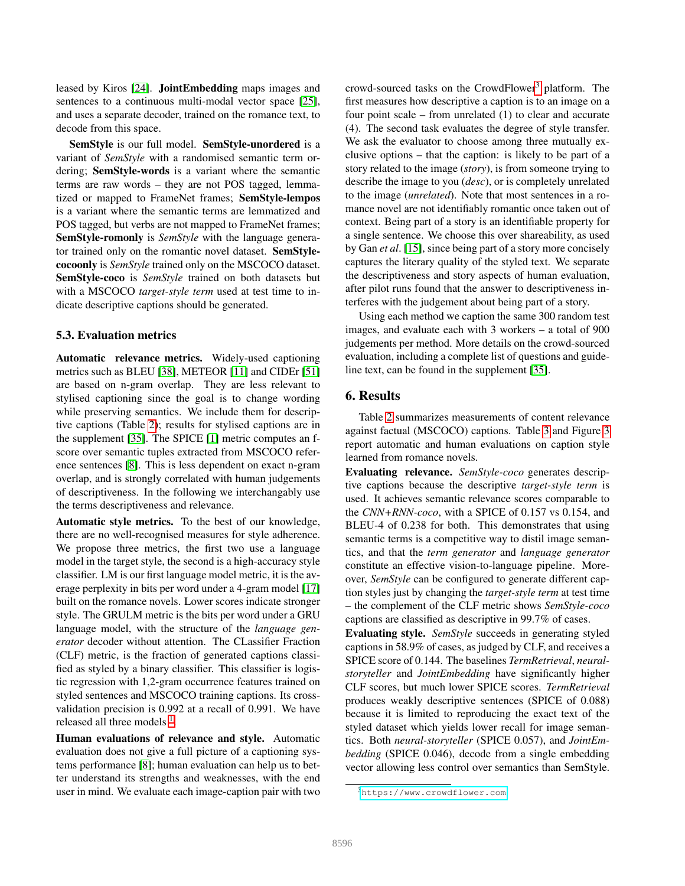leased by Kiros [24]. **JointEmbedding** maps images and sentences to a continuous multi-modal vector space [25], and uses a separate decoder, trained on the romance text, to decode from this space.

**SemStyle** is our full model. **SemStyle-unordered** is a variant of *SemStyle* with a randomised semantic term ordering; **SemStyle-words** is a variant where the semantic terms are raw words – they are not POS tagged, lemmatized or mapped to FrameNet frames; **SemStyle-lempos** is a variant where the semantic terms are lemmatized and POS tagged, but verbs are not mapped to FrameNet frames; **SemStyle-romonly** is *SemStyle* with the language generator trained only on the romantic novel dataset. **SemStyle-cocoonly** is *SemStyle* trained only on the MSCOCO dataset. **SemStyle-coco** is *SemStyle* trained on both datasets but with a MSCOCO *target-style term* used at test time to indicate descriptive captions should be generated.

### 5.3. Evaluation metrics

**Automatic relevance metrics.** Widely-used captioning metrics such as BLEU [38], METEOR [11] and CIDEr [51] are based on n-gram overlap. They are less relevant to stylised captioning since the goal is to change wording while preserving semantics. We include them for descriptive captions (Table 2); results for stylised captions are in the supplement [35]. The SPICE [1] metric computes an f-score over semantic tuples extracted from MSCOCO reference sentences [8]. This is less dependent on exact n-gram overlap, and is strongly correlated with human judgements of descriptiveness. In the following we interchangably use the terms descriptiveness and relevance.

**Automatic style metrics.** To the best of our knowledge, there are no well-recognised measures for style adherence. We propose three metrics, the first two use a language model in the target style, the second is a high-accuracy style classifier. LM is our first language model metric, it is the average perplexity in bits per word under a 4-gram model [17] built on the romance novels. Lower scores indicate stronger style. The GRULM metric is the bits per word under a GRU language model, with the structure of the *language generator* decoder without attention. The CLassifier Fraction (CLF) metric, is the fraction of generated captions classified as styled by a binary classifier. This classifier is logistic regression with 1,2-gram occurrence features trained on styled sentences and MSCOCO training captions. Its cross-validation precision is 0.992 at a recall of 0.991. We have released all three models [1].

**Human evaluations of relevance and style.** Automatic evaluation does not give a full picture of a captioning systems performance [8]; human evaluation can help us to better understand its strengths and weaknesses, with the end user in mind. We evaluate each image-caption pair with two crowd-sourced tasks on the CrowdFlower[3] platform. The first measures how descriptive a caption is to an image on a four point scale – from unrelated (1) to clear and accurate (4). The second task evaluates the degree of style transfer. We ask the evaluator to choose among three mutually exclusive options – that the caption: is likely to be part of a story related to the image (*story*), is from someone trying to describe the image to you (*desc*), or is completely unrelated to the image (*unrelated*). Note that most sentences in a romance novel are not identifiably romantic once taken out of context. Being part of a story is an identifiable property for a single sentence. We choose this over shareability, as used by Gan *et al*. [15], since being part of a story more concisely captures the literary quality of the styled text. We separate the descriptiveness and story aspects of human evaluation, after pilot runs found that the answer to descriptiveness interferes with the judgement about being part of a story.

Using each method we caption the same 300 random test images, and evaluate each with 3 workers – a total of 900 judgements per method. More details on the crowd-sourced evaluation, including a complete list of questions and guideline text, can be found in the supplement [35].

## 6. Results

Table 2 summarizes measurements of content relevance against factual (MSCOCO) captions. Table 3 and Figure 3 report automatic and human evaluations on caption style learned from romance novels.

**Evaluating relevance.** *SemStyle-coco* generates descriptive captions because the descriptive *target-style term* is used. It achieves semantic relevance scores comparable to the *CNN+RNN-coco*, with a SPICE of 0.157 vs 0.154, and BLEU-4 of 0.238 for both. This demonstrates that using semantic terms is a competitive way to distil image semantics, and that the *term generator* and *language generator* constitute an effective vision-to-language pipeline. Moreover, *SemStyle* can be configured to generate different caption styles just by changing the *target-style term* at test time – the complement of the CLF metric shows *SemStyle-coco* captions are classified as descriptive in 99.7% of cases.

**Evaluating style.** *SemStyle* succeeds in generating styled captions in 58.9% of cases, as judged by CLF, and receives a SPICE score of 0.144. The baselines *TermRetrieval*, *neural-storyteller* and *JointEmbedding* have significantly higher CLF scores, but much lower SPICE scores. *TermRetrieval* produces weakly descriptive sentences (SPICE of 0.088) because it is limited to reproducing the exact text of the styled dataset which yields lower recall for image semantics. Both *neural-storyteller* (SPICE 0.057), and *JointEmbedding* (SPICE 0.046), decode from a single embedding vector allowing less control over semantics than SemStyle.

[3] https://www.crowdflower.com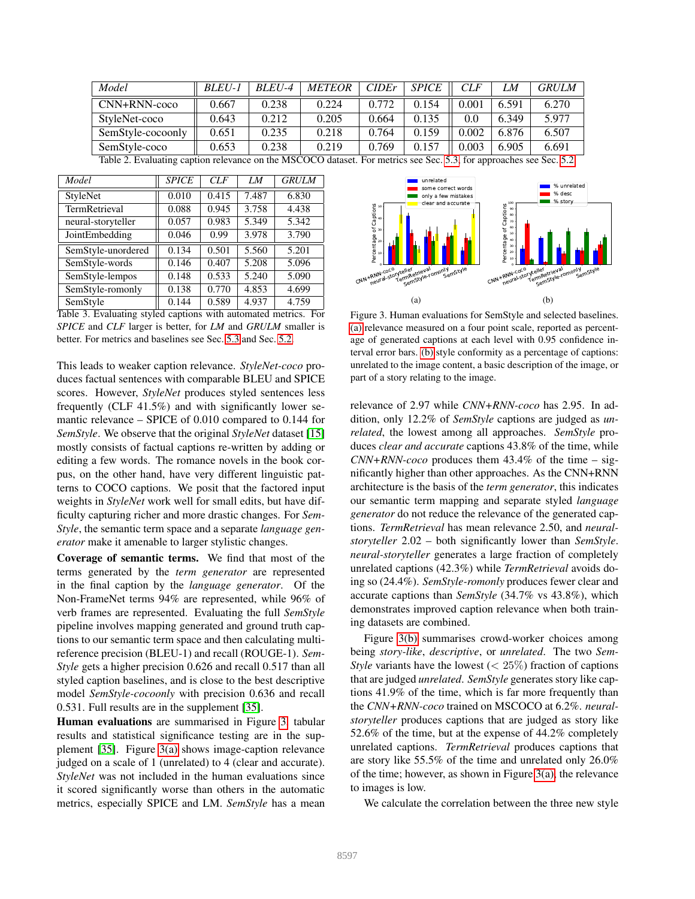| *Model* | *BLEU-1* | *BLEU-4* | *METEOR* | *CIDEr* | *SPICE* | *CLF* | *LM* | *GRULM* |
|---|---|---|---|---|---|---|---|---|
| CNN+RNN-coco | 0.667 | 0.238 | 0.224 | 0.772 | 0.154 | 0.001 | 6.591 | 6.270 |
| StyleNet-coco | 0.643 | 0.212 | 0.205 | 0.664 | 0.135 | 0.0 | 6.349 | 5.977 |
| SemStyle-cocoonly | 0.651 | 0.235 | 0.218 | 0.764 | 0.159 | 0.002 | 6.876 | 6.507 |
| SemStyle-coco | 0.653 | 0.238 | 0.219 | 0.769 | 0.157 | 0.003 | 6.905 | 6.691 |

Table 2. Evaluating caption relevance on the MSCOCO dataset. For metrics see Sec. 5.3, for approaches see Sec. 5.2.

| *Model* | *SPICE* | *CLF* | *LM* | *GRULM* |
|---|---|---|---|---|
| StyleNet | 0.010 | 0.415 | 7.487 | 6.830 |
| TermRetrieval | 0.088 | 0.945 | 3.758 | 4.438 |
| neural-storyteller | 0.057 | 0.983 | 5.349 | 5.342 |
| JointEmbedding | 0.046 | 0.99 | 3.978 | 3.790 |
| SemStyle-unordered | 0.134 | 0.501 | 5.560 | 5.201 |
| SemStyle-words | 0.146 | 0.407 | 5.208 | 5.096 |
| SemStyle-lempos | 0.148 | 0.533 | 5.240 | 5.090 |
| SemStyle-romonly | 0.138 | 0.770 | 4.853 | 4.699 |
| SemStyle | 0.144 | 0.589 | 4.937 | 4.759 |

Table 3. Evaluating styled captions with automated metrics. For *SPICE* and *CLF* larger is better, for *LM* and *GRULM* smaller is better. For metrics and baselines see Sec. 5.3 and Sec. 5.2.

Figure 3. Human evaluations for SemStyle and selected baselines. (a) relevance measured on a four point scale, reported as percentage of generated captions at each level with 0.95 confidence interval error bars. (b) style conformity as a percentage of captions: unrelated to the image content, a basic description of the image, or part of a story relating to the image.

This leads to weaker caption relevance. *StyleNet-coco* produces factual sentences with comparable BLEU and SPICE scores. However, *StyleNet* produces styled sentences less frequently (CLF 41.5%) and with significantly lower semantic relevance – SPICE of 0.010 compared to 0.144 for *SemStyle*. We observe that the original *StyleNet* dataset [15] mostly consists of factual captions re-written by adding or editing a few words. The romance novels in the book corpus, on the other hand, have very different linguistic patterns to COCO captions. We posit that the factored input weights in *StyleNet* work well for small edits, but have difficulty capturing richer and more drastic changes. For *SemStyle*, the semantic term space and a separate *language generator* make it amenable to larger stylistic changes.

**Coverage of semantic terms.** We find that most of the terms generated by the *term generator* are represented in the final caption by the *language generator*. Of the Non-FrameNet terms 94% are represented, while 96% of verb frames are represented. Evaluating the full *SemStyle* pipeline involves mapping generated and ground truth captions to our semantic term space and then calculating multi-reference precision (BLEU-1) and recall (ROUGE-1). *SemStyle* gets a higher precision 0.626 and recall 0.517 than all styled caption baselines, and is close to the best descriptive model *SemStyle-cocoonly* with precision 0.636 and recall 0.531. Full results are in the supplement [35].

**Human evaluations** are summarised in Figure 3, tabular results and statistical significance testing are in the supplement [35]. Figure 3(a) shows image-caption relevance judged on a scale of 1 (unrelated) to 4 (clear and accurate). *StyleNet* was not included in the human evaluations since it scored significantly worse than others in the automatic metrics, especially SPICE and LM. *SemStyle* has a mean relevance of 2.97 while *CNN+RNN-coco* has 2.95. In addition, only 12.2% of *SemStyle* captions are judged as *unrelated*, the lowest among all approaches. *SemStyle* produces *clear and accurate* captions 43.8% of the time, while *CNN+RNN-coco* produces them 43.4% of the time – significantly higher than other approaches. As the CNN+RNN architecture is the basis of the *term generator*, this indicates our semantic term mapping and separate styled *language generator* do not reduce the relevance of the generated captions. *TermRetrieval* has mean relevance 2.50, and *neural-storyteller* 2.02 – both significantly lower than *SemStyle*. *neural-storyteller* generates a large fraction of completely unrelated captions (42.3%) while *TermRetrieval* avoids doing so (24.4%). *SemStyle-romonly* produces fewer clear and accurate captions than *SemStyle* (34.7% vs 43.8%), which demonstrates improved caption relevance when both training datasets are combined.

Figure 3(b) summarises crowd-worker choices among being *story-like*, *descriptive*, or *unrelated*. The two *SemStyle* variants have the lowest ($< 25\%$) fraction of captions that are judged *unrelated*. *SemStyle* generates story like captions 41.9% of the time, which is far more frequently than the *CNN+RNN-coco* trained on MSCOCO at 6.2%. *neural-storyteller* produces captions that are judged as story like 52.6% of the time, but at the expense of 44.2% completely unrelated captions. *TermRetrieval* produces captions that are story like 55.5% of the time and unrelated only 26.0% of the time; however, as shown in Figure 3(a), the relevance to images is low.

We calculate the correlation between the three new style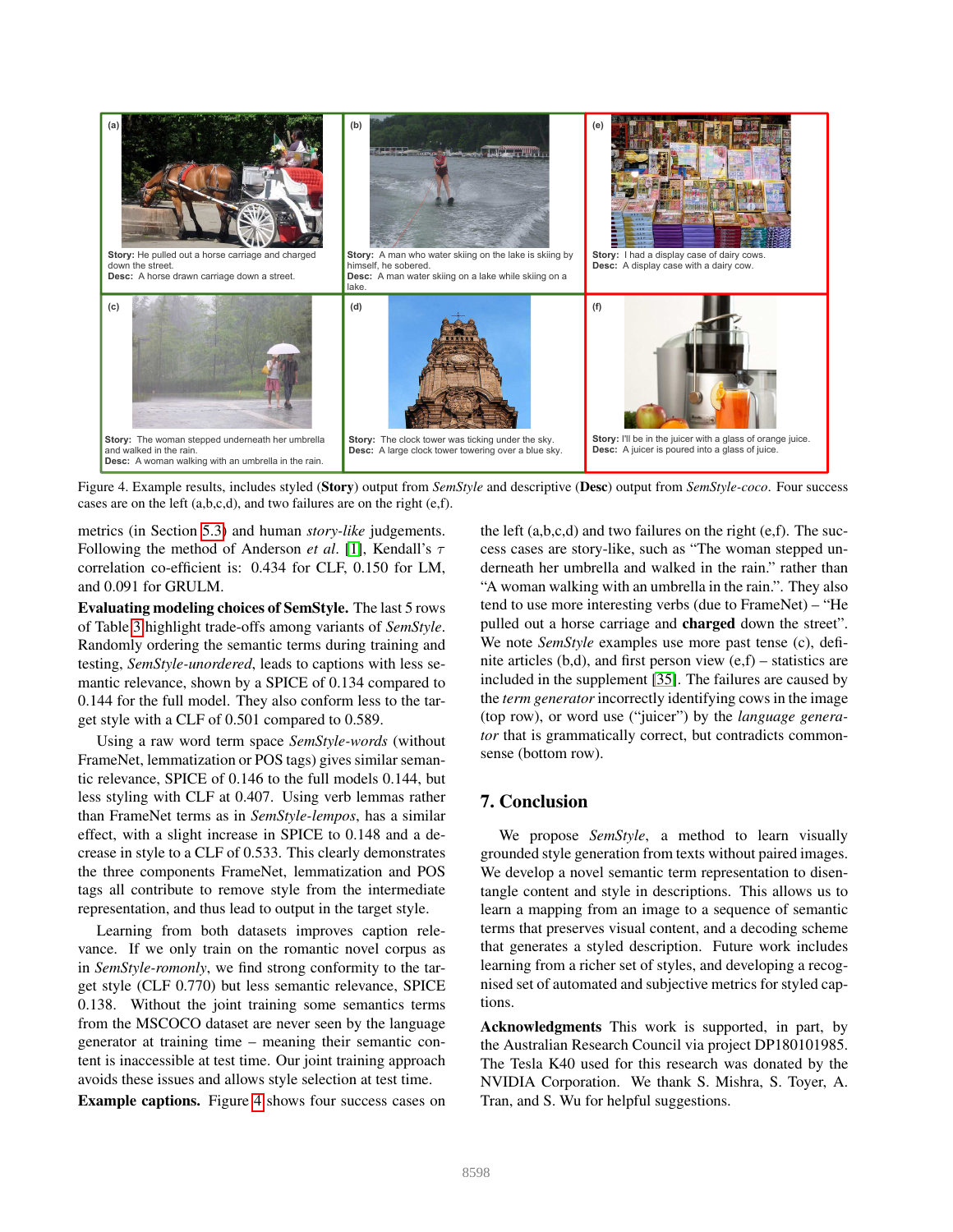(a)

**Story:** He pulled out a horse carriage and charged down the street.
**Desc:** A horse drawn carriage down a street.

(b)

**Story:** A man who water skiing on the lake is skiing by himself, he sobered.
**Desc:** A man water skiing on a lake while skiing on a lake.

(e)

**Story:** I had a display case of dairy cows.
**Desc:** A display case with a dairy cow.

(c)

**Story:** The woman stepped underneath her umbrella and walked in the rain.
**Desc:** A woman walking with an umbrella in the rain.

(d)

**Story:** The clock tower was ticking under the sky.
**Desc:** A large clock tower towering over a blue sky.

(f)

**Story:** I'll be in the juicer with a glass of orange juice.
**Desc:** A juicer is poured into a glass of juice.

Figure 4. Example results, includes styled (**Story**) output from *SemStyle* and descriptive (**Desc**) output from *SemStyle-coco*. Four success cases are on the left (a,b,c,d), and two failures are on the right (e,f).

metrics (in Section 5.3) and human *story-like* judgements. Following the method of Anderson *et al.* [1], Kendall's $\tau$ correlation co-efficient is: 0.434 for CLF, 0.150 for LM, and 0.091 for GRULM.

**Evaluating modeling choices of SemStyle.** The last 5 rows of Table 3 highlight trade-offs among variants of *SemStyle*. Randomly ordering the semantic terms during training and testing, *SemStyle-unordered*, leads to captions with less semantic relevance, shown by a SPICE of 0.134 compared to 0.144 for the full model. They also conform less to the target style with a CLF of 0.501 compared to 0.589.

Using a raw word term space *SemStyle-words* (without FrameNet, lemmatization or POS tags) gives similar semantic relevance, SPICE of 0.146 to the full models 0.144, but less styling with CLF at 0.407. Using verb lemmas rather than FrameNet terms as in *SemStyle-lempos*, has a similar effect, with a slight increase in SPICE to 0.148 and a decrease in style to a CLF of 0.533. This clearly demonstrates the three components FrameNet, lemmatization and POS tags all contribute to remove style from the intermediate representation, and thus lead to output in the target style.

Learning from both datasets improves caption relevance. If we only train on the romantic novel corpus as in *SemStyle-romonly*, we find strong conformity to the target style (CLF 0.770) but less semantic relevance, SPICE 0.138. Without the joint training some semantics terms from the MSCOCO dataset are never seen by the language generator at training time – meaning their semantic content is inaccessible at test time. Our joint training approach avoids these issues and allows style selection at test time.

**Example captions.** Figure 4 shows four success cases on the left (a,b,c,d) and two failures on the right (e,f). The success cases are story-like, such as "The woman stepped underneath her umbrella and walked in the rain." rather than "A woman walking with an umbrella in the rain.". They also tend to use more interesting verbs (due to FrameNet) – "He pulled out a horse carriage and **charged** down the street". We note *SemStyle* examples use more past tense (c), definite articles (b,d), and first person view (e,f) – statistics are included in the supplement [35]. The failures are caused by the *term generator* incorrectly identifying cows in the image (top row), or word use ("juicer") by the *language generator* that is grammatically correct, but contradicts commonsense (bottom row).

## 7. Conclusion

We propose *SemStyle*, a method to learn visually grounded style generation from texts without paired images. We develop a novel semantic term representation to disentangle content and style in descriptions. This allows us to learn a mapping from an image to a sequence of semantic terms that preserves visual content, and a decoding scheme that generates a styled description. Future work includes learning from a richer set of styles, and developing a recognised set of automated and subjective metrics for styled captions.

**Acknowledgments** This work is supported, in part, by the Australian Research Council via project DP180101985. The Tesla K40 used for this research was donated by the NVIDIA Corporation. We thank S. Mishra, S. Toyer, A. Tran, and S. Wu for helpful suggestions.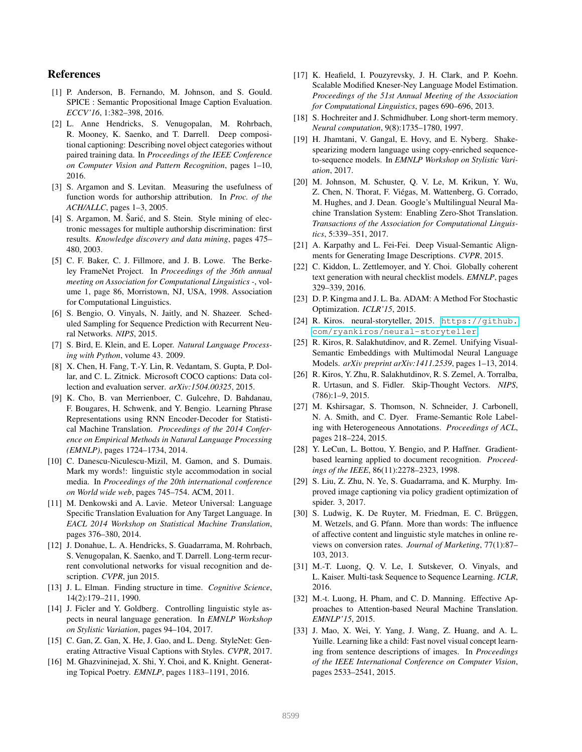## References

[1] P. Anderson, B. Fernando, M. Johnson, and S. Gould. SPICE : Semantic Propositional Image Caption Evaluation. *ECCV'16*, 1:382–398, 2016.

[2] L. Anne Hendricks, S. Venugopalan, M. Rohrbach, R. Mooney, K. Saenko, and T. Darrell. Deep compositional captioning: Describing novel object categories without paired training data. In *Proceedings of the IEEE Conference on Computer Vision and Pattern Recognition*, pages 1–10, 2016.

[3] S. Argamon and S. Levitan. Measuring the usefulness of function words for authorship attribution. In *Proc. of the ACH/ALLC*, pages 1–3, 2005.

[4] S. Argamon, M. Šarić, and S. Stein. Style mining of electronic messages for multiple authorship discrimination: first results. *Knowledge discovery and data mining*, pages 475–480, 2003.

[5] C. F. Baker, C. J. Fillmore, and J. B. Lowe. The Berkeley FrameNet Project. In *Proceedings of the 36th annual meeting on Association for Computational Linguistics -*, volume 1, page 86, Morristown, NJ, USA, 1998. Association for Computational Linguistics.

[6] S. Bengio, O. Vinyals, N. Jaitly, and N. Shazeer. Scheduled Sampling for Sequence Prediction with Recurrent Neural Networks. *NIPS*, 2015.

[7] S. Bird, E. Klein, and E. Loper. *Natural Language Processing with Python*, volume 43. 2009.

[8] X. Chen, H. Fang, T.-Y. Lin, R. Vedantam, S. Gupta, P. Dollar, and C. L. Zitnick. Microsoft COCO captions: Data collection and evaluation server. *arXiv:1504.00325*, 2015.

[9] K. Cho, B. van Merrienboer, C. Gulcehre, D. Bahdanau, F. Bougares, H. Schwenk, and Y. Bengio. Learning Phrase Representations using RNN Encoder-Decoder for Statistical Machine Translation. *Proceedings of the 2014 Conference on Empirical Methods in Natural Language Processing (EMNLP)*, pages 1724–1734, 2014.

[10] C. Danescu-Niculescu-Mizil, M. Gamon, and S. Dumais. Mark my words!: linguistic style accommodation in social media. In *Proceedings of the 20th international conference on World wide web*, pages 745–754. ACM, 2011.

[11] M. Denkowski and A. Lavie. Meteor Universal: Language Specific Translation Evaluation for Any Target Language. In *EACL 2014 Workshop on Statistical Machine Translation*, pages 376–380, 2014.

[12] J. Donahue, L. A. Hendricks, S. Guadarrama, M. Rohrbach, S. Venugopalan, K. Saenko, and T. Darrell. Long-term recurrent convolutional networks for visual recognition and description. *CVPR*, jun 2015.

[13] J. L. Elman. Finding structure in time. *Cognitive Science*, 14(2):179–211, 1990.

[14] J. Ficler and Y. Goldberg. Controlling linguistic style aspects in neural language generation. In *EMNLP Workshop on Stylistic Variation*, pages 94–104, 2017.

[15] C. Gan, Z. Gan, X. He, J. Gao, and L. Deng. StyleNet: Generating Attractive Visual Captions with Styles. *CVPR*, 2017.

[16] M. Ghazvininejad, X. Shi, Y. Choi, and K. Knight. Generating Topical Poetry. *EMNLP*, pages 1183–1191, 2016.

[17] K. Heafield, I. Pouzyrevsky, J. H. Clark, and P. Koehn. Scalable Modified Kneser-Ney Language Model Estimation. *Proceedings of the 51st Annual Meeting of the Association for Computational Linguistics*, pages 690–696, 2013.

[18] S. Hochreiter and J. Schmidhuber. Long short-term memory. *Neural computation*, 9(8):1735–1780, 1997.

[19] H. Jhamtani, V. Gangal, E. Hovy, and E. Nyberg. Shakespearizing modern language using copy-enriched sequence-to-sequence models. In *EMNLP Workshop on Stylistic Variation*, 2017.

[20] M. Johnson, M. Schuster, Q. V. Le, M. Krikun, Y. Wu, Z. Chen, N. Thorat, F. Viégas, M. Wattenberg, G. Corrado, M. Hughes, and J. Dean. Google's Multilingual Neural Machine Translation System: Enabling Zero-Shot Translation. *Transactions of the Association for Computational Linguistics*, 5:339–351, 2017.

[21] A. Karpathy and L. Fei-Fei. Deep Visual-Semantic Alignments for Generating Image Descriptions. *CVPR*, 2015.

[22] C. Kiddon, L. Zettlemoyer, and Y. Choi. Globally coherent text generation with neural checklist models. *EMNLP*, pages 329–339, 2016.

[23] D. P. Kingma and J. L. Ba. ADAM: A Method For Stochastic Optimization. *ICLR'15*, 2015.

[24] R. Kiros. neural-storyteller, 2015. https://github.com/ryankiros/neural-storyteller.

[25] R. Kiros, R. Salakhutdinov, and R. Zemel. Unifying Visual-Semantic Embeddings with Multimodal Neural Language Models. *arXiv preprint arXiv:1411.2539*, pages 1–13, 2014.

[26] R. Kiros, Y. Zhu, R. Salakhutdinov, R. S. Zemel, A. Torralba, R. Urtasun, and S. Fidler. Skip-Thought Vectors. *NIPS*, (786):1–9, 2015.

[27] M. Kshirsagar, S. Thomson, N. Schneider, J. Carbonell, N. A. Smith, and C. Dyer. Frame-Semantic Role Labeling with Heterogeneous Annotations. *Proceedings of ACL*, pages 218–224, 2015.

[28] Y. LeCun, L. Bottou, Y. Bengio, and P. Haffner. Gradient-based learning applied to document recognition. *Proceedings of the IEEE*, 86(11):2278–2323, 1998.

[29] S. Liu, Z. Zhu, N. Ye, S. Guadarrama, and K. Murphy. Improved image captioning via policy gradient optimization of spider. 3, 2017.

[30] S. Ludwig, K. De Ruyter, M. Friedman, E. C. Brüggen, M. Wetzels, and G. Pfann. More than words: The influence of affective content and linguistic style matches in online reviews on conversion rates. *Journal of Marketing*, 77(1):87–103, 2013.

[31] M.-T. Luong, Q. V. Le, I. Sutskever, O. Vinyals, and L. Kaiser. Multi-task Sequence to Sequence Learning. *ICLR*, 2016.

[32] M.-t. Luong, H. Pham, and C. D. Manning. Effective Approaches to Attention-based Neural Machine Translation. *EMNLP'15*, 2015.

[33] J. Mao, X. Wei, Y. Yang, J. Wang, Z. Huang, and A. L. Yuille. Learning like a child: Fast novel visual concept learning from sentence descriptions of images. In *Proceedings of the IEEE International Conference on Computer Vision*, pages 2533–2541, 2015.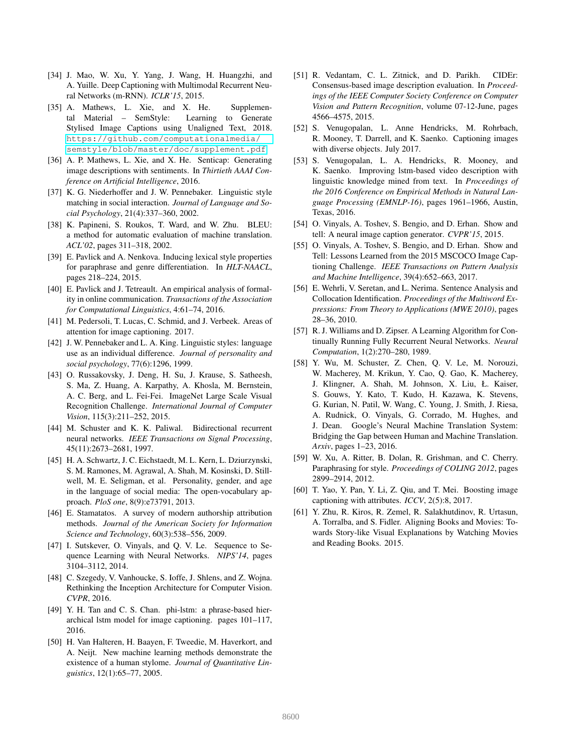[34] J. Mao, W. Xu, Y. Yang, J. Wang, H. Huangzhi, and A. Yuille. Deep Captioning with Multimodal Recurrent Neural Networks (m-RNN). *ICLR'15*, 2015.

[35] A. Mathews, L. Xie, and X. He. Supplemental Material – SemStyle: Learning to Generate Stylised Image Captions using Unaligned Text, 2018. https://github.com/computationalmedia/semstyle/blob/master/doc/supplement.pdf

[36] A. P. Mathews, L. Xie, and X. He. Senticap: Generating image descriptions with sentiments. In *Thirtieth AAAI Conference on Artificial Intelligence*, 2016.

[37] K. G. Niederhoffer and J. W. Pennebaker. Linguistic style matching in social interaction. *Journal of Language and Social Psychology*, 21(4):337–360, 2002.

[38] K. Papineni, S. Roukos, T. Ward, and W. Zhu. BLEU: a method for automatic evaluation of machine translation. *ACL'02*, pages 311–318, 2002.

[39] E. Pavlick and A. Nenkova. Inducing lexical style properties for paraphrase and genre differentiation. In *HLT-NAACL*, pages 218–224, 2015.

[40] E. Pavlick and J. Tetreault. An empirical analysis of formality in online communication. *Transactions of the Association for Computational Linguistics*, 4:61–74, 2016.

[41] M. Pedersoli, T. Lucas, C. Schmid, and J. Verbeek. Areas of attention for image captioning. 2017.

[42] J. W. Pennebaker and L. A. King. Linguistic styles: language use as an individual difference. *Journal of personality and social psychology*, 77(6):1296, 1999.

[43] O. Russakovsky, J. Deng, H. Su, J. Krause, S. Satheesh, S. Ma, Z. Huang, A. Karpathy, A. Khosla, M. Bernstein, A. C. Berg, and L. Fei-Fei. ImageNet Large Scale Visual Recognition Challenge. *International Journal of Computer Vision*, 115(3):211–252, 2015.

[44] M. Schuster and K. K. Paliwal. Bidirectional recurrent neural networks. *IEEE Transactions on Signal Processing*, 45(11):2673–2681, 1997.

[45] H. A. Schwartz, J. C. Eichstaedt, M. L. Kern, L. Dziurzynski, S. M. Ramones, M. Agrawal, A. Shah, M. Kosinski, D. Stillwell, M. E. Seligman, et al. Personality, gender, and age in the language of social media: The open-vocabulary approach. *PloS one*, 8(9):e73791, 2013.

[46] E. Stamatatos. A survey of modern authorship attribution methods. *Journal of the American Society for Information Science and Technology*, 60(3):538–556, 2009.

[47] I. Sutskever, O. Vinyals, and Q. V. Le. Sequence to Sequence Learning with Neural Networks. *NIPS'14*, pages 3104–3112, 2014.

[48] C. Szegedy, V. Vanhoucke, S. Ioffe, J. Shlens, and Z. Wojna. Rethinking the Inception Architecture for Computer Vision. *CVPR*, 2016.

[49] Y. H. Tan and C. S. Chan. phi-lstm: a phrase-based hierarchical lstm model for image captioning. pages 101–117, 2016.

[50] H. Van Halteren, H. Baayen, F. Tweedie, M. Haverkort, and A. Neijt. New machine learning methods demonstrate the existence of a human stylome. *Journal of Quantitative Linguistics*, 12(1):65–77, 2005.

[51] R. Vedantam, C. L. Zitnick, and D. Parikh. CIDEr: Consensus-based image description evaluation. In *Proceedings of the IEEE Computer Society Conference on Computer Vision and Pattern Recognition*, volume 07-12-June, pages 4566–4575, 2015.

[52] S. Venugopalan, L. Anne Hendricks, M. Rohrbach, R. Mooney, T. Darrell, and K. Saenko. Captioning images with diverse objects. July 2017.

[53] S. Venugopalan, L. A. Hendricks, R. Mooney, and K. Saenko. Improving lstm-based video description with linguistic knowledge mined from text. In *Proceedings of the 2016 Conference on Empirical Methods in Natural Language Processing (EMNLP-16)*, pages 1961–1966, Austin, Texas, 2016.

[54] O. Vinyals, A. Toshev, S. Bengio, and D. Erhan. Show and tell: A neural image caption generator. *CVPR'15*, 2015.

[55] O. Vinyals, A. Toshev, S. Bengio, and D. Erhan. Show and Tell: Lessons Learned from the 2015 MSCOCO Image Captioning Challenge. *IEEE Transactions on Pattern Analysis and Machine Intelligence*, 39(4):652–663, 2017.

[56] E. Wehrli, V. Seretan, and L. Nerima. Sentence Analysis and Collocation Identification. *Proceedings of the Multiword Expressions: From Theory to Applications (MWE 2010)*, pages 28–36, 2010.

[57] R. J. Williams and D. Zipser. A Learning Algorithm for Continually Running Fully Recurrent Neural Networks. *Neural Computation*, 1(2):270–280, 1989.

[58] Y. Wu, M. Schuster, Z. Chen, Q. V. Le, M. Norouzi, W. Macherey, M. Krikun, Y. Cao, Q. Gao, K. Macherey, J. Klingner, A. Shah, M. Johnson, X. Liu, Ł. Kaiser, S. Gouws, Y. Kato, T. Kudo, H. Kazawa, K. Stevens, G. Kurian, N. Patil, W. Wang, C. Young, J. Smith, J. Riesa, A. Rudnick, O. Vinyals, G. Corrado, M. Hughes, and J. Dean. Google's Neural Machine Translation System: Bridging the Gap between Human and Machine Translation. *Arxiv*, pages 1–23, 2016.

[59] W. Xu, A. Ritter, B. Dolan, R. Grishman, and C. Cherry. Paraphrasing for style. *Proceedings of COLING 2012*, pages 2899–2914, 2012.

[60] T. Yao, Y. Pan, Y. Li, Z. Qiu, and T. Mei. Boosting image captioning with attributes. *ICCV*, 2(5):8, 2017.

[61] Y. Zhu, R. Kiros, R. Zemel, R. Salakhutdinov, R. Urtasun, A. Torralba, and S. Fidler. Aligning Books and Movies: Towards Story-like Visual Explanations by Watching Movies and Reading Books. 2015.